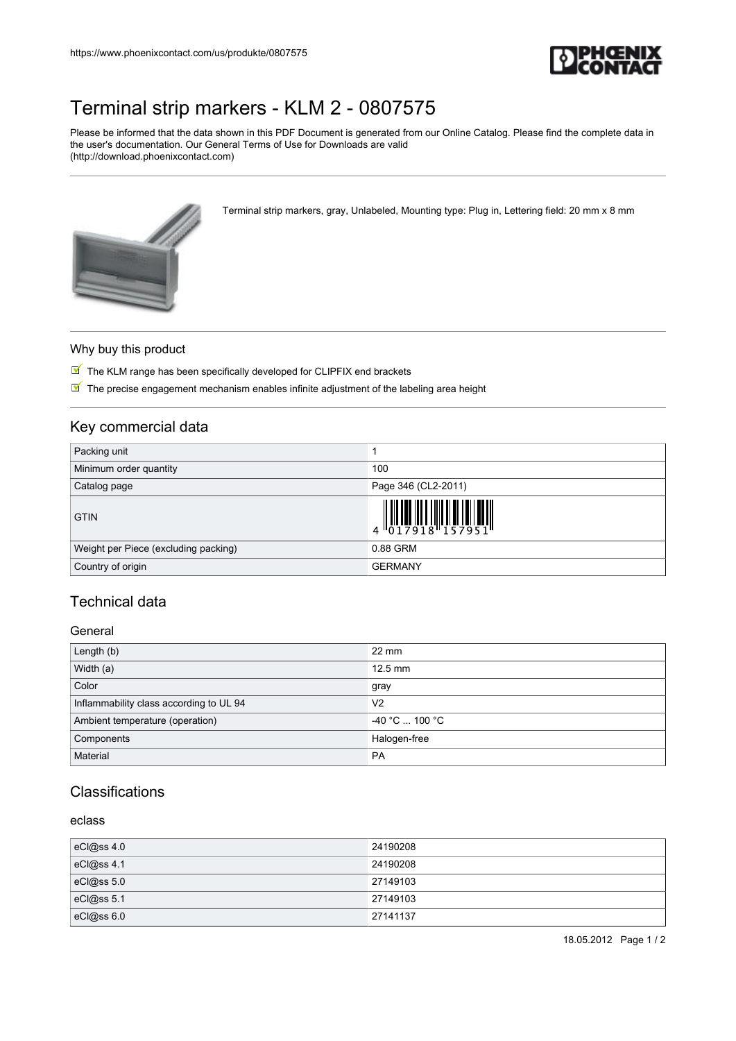https://www.phoenixcontact.com/us/produkte/0807575

# Terminal strip markers - KLM 2 - 0807575

Please be informed that the data shown in this PDF Document is generated from our Online Catalog. Please find the complete data in the user's documentation. Our General Terms of Use for Downloads are valid (http://download.phoenixcontact.com)

Terminal strip markers, gray, Unlabeled, Mounting type: Plug in, Lettering field: 20 mm x 8 mm

## Why buy this product

- The KLM range has been specifically developed for CLIPFIX end brackets
- The precise engagement mechanism enables infinite adjustment of the labeling area height

## Key commercial data

| Packing unit | 1 |
|---|---|
| Minimum order quantity | 100 |
| Catalog page | Page 346 (CL2-2011) |
| GTIN | 4 017918 157951 |
| Weight per Piece (excluding packing) | 0.88 GRM |
| Country of origin | GERMANY |

## Technical data

### General

| Length (b) | 22 mm |
|---|---|
| Width (a) | 12.5 mm |
| Color | gray |
| Inflammability class according to UL 94 | V2 |
| Ambient temperature (operation) | -40 °C ... 100 °C |
| Components | Halogen-free |
| Material | PA |

## Classifications

### eclass

| eCl@ss 4.0 | 24190208 |
|---|---|
| eCl@ss 4.1 | 24190208 |
| eCl@ss 5.0 | 27149103 |
| eCl@ss 5.1 | 27149103 |
| eCl@ss 6.0 | 27141137 |

18.05.2012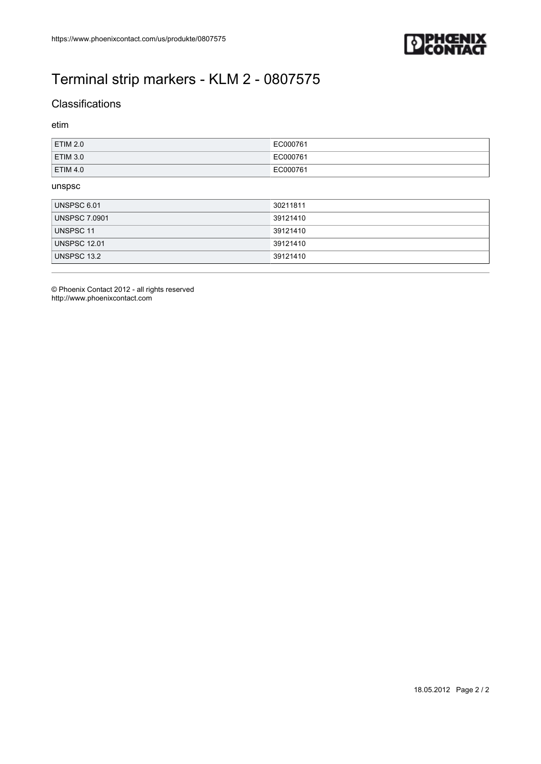# Terminal strip markers - KLM 2 - 0807575

## Classifications

etim

| | |
|---|---|
| ETIM 2.0 | EC000761 |
| ETIM 3.0 | EC000761 |
| ETIM 4.0 | EC000761 |

unspsc

| | |
|---|---|
| UNSPSC 6.01 | 30211811 |
| UNSPSC 7.0901 | 39121410 |
| UNSPSC 11 | 39121410 |
| UNSPSC 12.01 | 39121410 |
| UNSPSC 13.2 | 39121410 |

© Phoenix Contact 2012 - all rights reserved
http://www.phoenixcontact.com